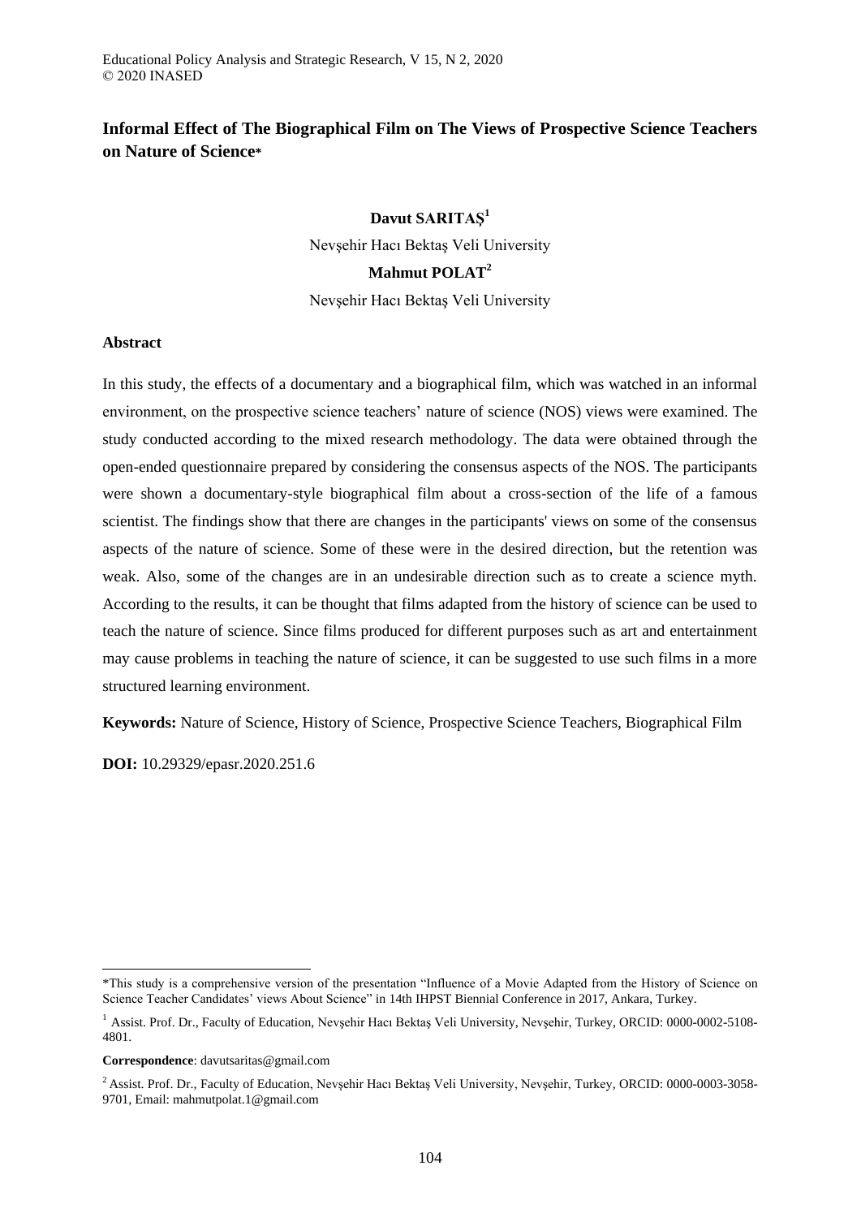# Informal Effect of The Biographical Film on The Views of Prospective Science Teachers on Nature of Science*

**Davut SARITAŞ**[1]

Nevşehir Hacı Bektaş Veli University

**Mahmut POLAT**[2]

Nevşehir Hacı Bektaş Veli University

## Abstract

In this study, the effects of a documentary and a biographical film, which was watched in an informal environment, on the prospective science teachers' nature of science (NOS) views were examined. The study conducted according to the mixed research methodology. The data were obtained through the open-ended questionnaire prepared by considering the consensus aspects of the NOS. The participants were shown a documentary-style biographical film about a cross-section of the life of a famous scientist. The findings show that there are changes in the participants' views on some of the consensus aspects of the nature of science. Some of these were in the desired direction, but the retention was weak. Also, some of the changes are in an undesirable direction such as to create a science myth. According to the results, it can be thought that films adapted from the history of science can be used to teach the nature of science. Since films produced for different purposes such as art and entertainment may cause problems in teaching the nature of science, it can be suggested to use such films in a more structured learning environment.

**Keywords:** Nature of Science, History of Science, Prospective Science Teachers, Biographical Film

**DOI:** 10.29329/epasr.2020.251.6

---

*This study is a comprehensive version of the presentation "Influence of a Movie Adapted from the History of Science on Science Teacher Candidates' views About Science" in 14th IHPST Biennial Conference in 2017, Ankara, Turkey.

[1] Assist. Prof. Dr., Faculty of Education, Nevşehir Hacı Bektaş Veli University, Nevşehir, Turkey, ORCID: 0000-0002-5108-4801.

**Correspondence**: davutsaritas@gmail.com

[2] Assist. Prof. Dr., Faculty of Education, Nevşehir Hacı Bektaş Veli University, Nevşehir, Turkey, ORCID: 0000-0003-3058-9701, Email: mahmutpolat.1@gmail.com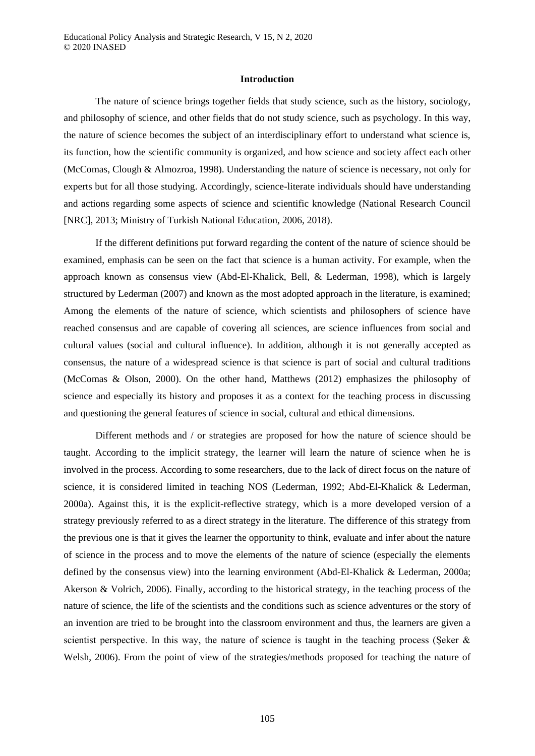## Introduction

The nature of science brings together fields that study science, such as the history, sociology, and philosophy of science, and other fields that do not study science, such as psychology. In this way, the nature of science becomes the subject of an interdisciplinary effort to understand what science is, its function, how the scientific community is organized, and how science and society affect each other (McComas, Clough & Almozroa, 1998). Understanding the nature of science is necessary, not only for experts but for all those studying. Accordingly, science-literate individuals should have understanding and actions regarding some aspects of science and scientific knowledge (National Research Council [NRC], 2013; Ministry of Turkish National Education, 2006, 2018).

If the different definitions put forward regarding the content of the nature of science should be examined, emphasis can be seen on the fact that science is a human activity. For example, when the approach known as consensus view (Abd-El-Khalick, Bell, & Lederman, 1998), which is largely structured by Lederman (2007) and known as the most adopted approach in the literature, is examined; Among the elements of the nature of science, which scientists and philosophers of science have reached consensus and are capable of covering all sciences, are science influences from social and cultural values (social and cultural influence). In addition, although it is not generally accepted as consensus, the nature of a widespread science is that science is part of social and cultural traditions (McComas & Olson, 2000). On the other hand, Matthews (2012) emphasizes the philosophy of science and especially its history and proposes it as a context for the teaching process in discussing and questioning the general features of science in social, cultural and ethical dimensions.

Different methods and / or strategies are proposed for how the nature of science should be taught. According to the implicit strategy, the learner will learn the nature of science when he is involved in the process. According to some researchers, due to the lack of direct focus on the nature of science, it is considered limited in teaching NOS (Lederman, 1992; Abd-El-Khalick & Lederman, 2000a). Against this, it is the explicit-reflective strategy, which is a more developed version of a strategy previously referred to as a direct strategy in the literature. The difference of this strategy from the previous one is that it gives the learner the opportunity to think, evaluate and infer about the nature of science in the process and to move the elements of the nature of science (especially the elements defined by the consensus view) into the learning environment (Abd-El-Khalick & Lederman, 2000a; Akerson & Volrich, 2006). Finally, according to the historical strategy, in the teaching process of the nature of science, the life of the scientists and the conditions such as science adventures or the story of an invention are tried to be brought into the classroom environment and thus, the learners are given a scientist perspective. In this way, the nature of science is taught in the teaching process (Şeker & Welsh, 2006). From the point of view of the strategies/methods proposed for teaching the nature of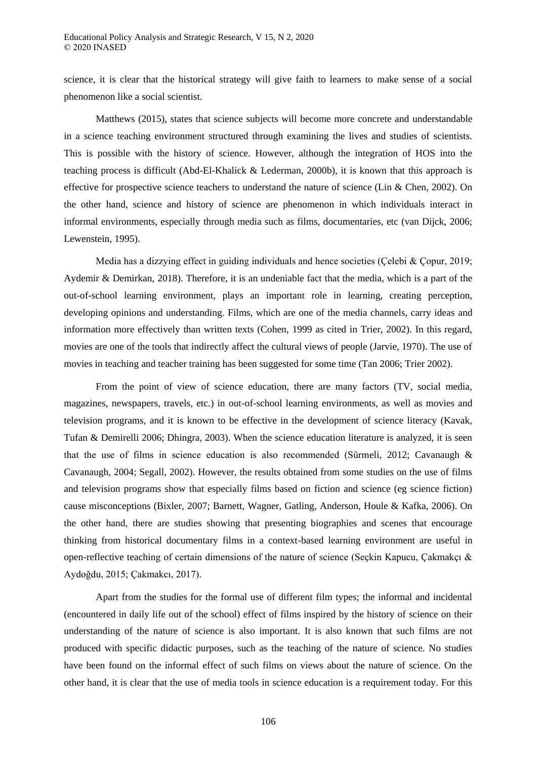science, it is clear that the historical strategy will give faith to learners to make sense of a social phenomenon like a social scientist.

Matthews (2015), states that science subjects will become more concrete and understandable in a science teaching environment structured through examining the lives and studies of scientists. This is possible with the history of science. However, although the integration of HOS into the teaching process is difficult (Abd-El-Khalick & Lederman, 2000b), it is known that this approach is effective for prospective science teachers to understand the nature of science (Lin & Chen, 2002). On the other hand, science and history of science are phenomenon in which individuals interact in informal environments, especially through media such as films, documentaries, etc (van Dijck, 2006; Lewenstein, 1995).

Media has a dizzying effect in guiding individuals and hence societies (Çelebi & Çopur, 2019; Aydemir & Demirkan, 2018). Therefore, it is an undeniable fact that the media, which is a part of the out-of-school learning environment, plays an important role in learning, creating perception, developing opinions and understanding. Films, which are one of the media channels, carry ideas and information more effectively than written texts (Cohen, 1999 as cited in Trier, 2002). In this regard, movies are one of the tools that indirectly affect the cultural views of people (Jarvie, 1970). The use of movies in teaching and teacher training has been suggested for some time (Tan 2006; Trier 2002).

From the point of view of science education, there are many factors (TV, social media, magazines, newspapers, travels, etc.) in out-of-school learning environments, as well as movies and television programs, and it is known to be effective in the development of science literacy (Kavak, Tufan & Demirelli 2006; Dhingra, 2003). When the science education literature is analyzed, it is seen that the use of films in science education is also recommended (Sürmeli, 2012; Cavanaugh & Cavanaugh, 2004; Segall, 2002). However, the results obtained from some studies on the use of films and television programs show that especially films based on fiction and science (eg science fiction) cause misconceptions (Bixler, 2007; Barnett, Wagner, Gatling, Anderson, Houle & Kafka, 2006). On the other hand, there are studies showing that presenting biographies and scenes that encourage thinking from historical documentary films in a context-based learning environment are useful in open-reflective teaching of certain dimensions of the nature of science (Seçkin Kapucu, Çakmakçı & Aydoğdu, 2015; Çakmakcı, 2017).

Apart from the studies for the formal use of different film types; the informal and incidental (encountered in daily life out of the school) effect of films inspired by the history of science on their understanding of the nature of science is also important. It is also known that such films are not produced with specific didactic purposes, such as the teaching of the nature of science. No studies have been found on the informal effect of such films on views about the nature of science. On the other hand, it is clear that the use of media tools in science education is a requirement today. For this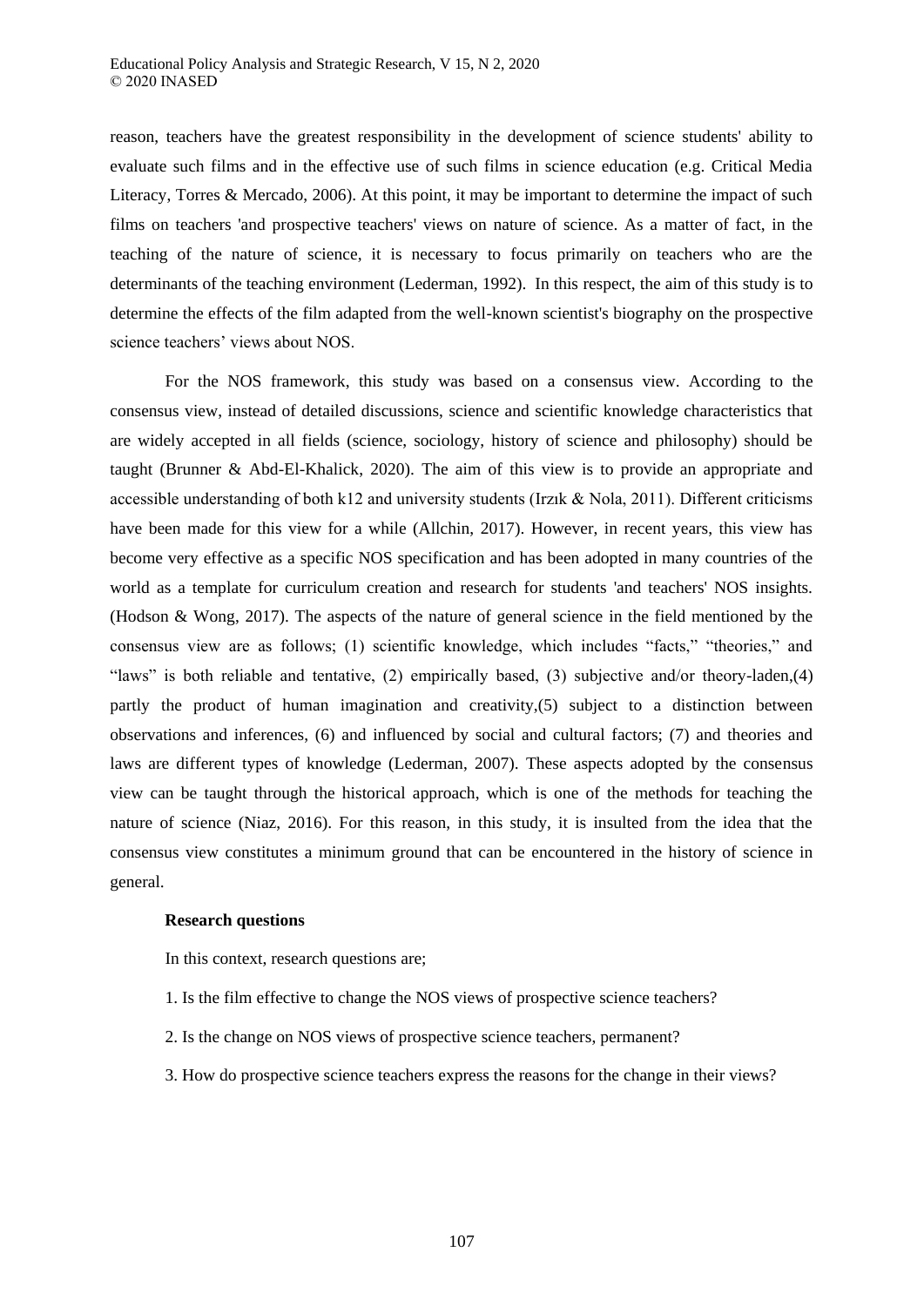reason, teachers have the greatest responsibility in the development of science students' ability to evaluate such films and in the effective use of such films in science education (e.g. Critical Media Literacy, Torres & Mercado, 2006). At this point, it may be important to determine the impact of such films on teachers 'and prospective teachers' views on nature of science. As a matter of fact, in the teaching of the nature of science, it is necessary to focus primarily on teachers who are the determinants of the teaching environment (Lederman, 1992). In this respect, the aim of this study is to determine the effects of the film adapted from the well-known scientist's biography on the prospective science teachers' views about NOS.

For the NOS framework, this study was based on a consensus view. According to the consensus view, instead of detailed discussions, science and scientific knowledge characteristics that are widely accepted in all fields (science, sociology, history of science and philosophy) should be taught (Brunner & Abd-El-Khalick, 2020). The aim of this view is to provide an appropriate and accessible understanding of both k12 and university students (Irzık & Nola, 2011). Different criticisms have been made for this view for a while (Allchin, 2017). However, in recent years, this view has become very effective as a specific NOS specification and has been adopted in many countries of the world as a template for curriculum creation and research for students 'and teachers' NOS insights. (Hodson & Wong, 2017). The aspects of the nature of general science in the field mentioned by the consensus view are as follows; (1) scientific knowledge, which includes "facts," "theories," and "laws" is both reliable and tentative, (2) empirically based, (3) subjective and/or theory-laden,(4) partly the product of human imagination and creativity,(5) subject to a distinction between observations and inferences, (6) and influenced by social and cultural factors; (7) and theories and laws are different types of knowledge (Lederman, 2007). These aspects adopted by the consensus view can be taught through the historical approach, which is one of the methods for teaching the nature of science (Niaz, 2016). For this reason, in this study, it is insulted from the idea that the consensus view constitutes a minimum ground that can be encountered in the history of science in general.

**Research questions**

In this context, research questions are;

1. Is the film effective to change the NOS views of prospective science teachers?
2. Is the change on NOS views of prospective science teachers, permanent?
3. How do prospective science teachers express the reasons for the change in their views?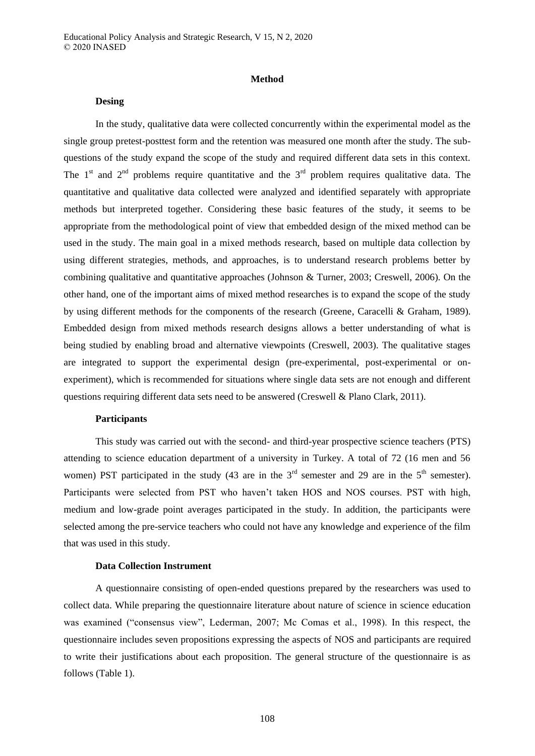## Method

### Desing

In the study, qualitative data were collected concurrently within the experimental model as the single group pretest-posttest form and the retention was measured one month after the study. The sub-questions of the study expand the scope of the study and required different data sets in this context. The 1st and 2nd problems require quantitative and the 3rd problem requires qualitative data. The quantitative and qualitative data collected were analyzed and identified separately with appropriate methods but interpreted together. Considering these basic features of the study, it seems to be appropriate from the methodological point of view that embedded design of the mixed method can be used in the study. The main goal in a mixed methods research, based on multiple data collection by using different strategies, methods, and approaches, is to understand research problems better by combining qualitative and quantitative approaches (Johnson & Turner, 2003; Creswell, 2006). On the other hand, one of the important aims of mixed method researches is to expand the scope of the study by using different methods for the components of the research (Greene, Caracelli & Graham, 1989). Embedded design from mixed methods research designs allows a better understanding of what is being studied by enabling broad and alternative viewpoints (Creswell, 2003). The qualitative stages are integrated to support the experimental design (pre-experimental, post-experimental or on-experiment), which is recommended for situations where single data sets are not enough and different questions requiring different data sets need to be answered (Creswell & Plano Clark, 2011).

### Participants

This study was carried out with the second- and third-year prospective science teachers (PTS) attending to science education department of a university in Turkey. A total of 72 (16 men and 56 women) PST participated in the study (43 are in the 3rd semester and 29 are in the 5th semester). Participants were selected from PST who haven't taken HOS and NOS courses. PST with high, medium and low-grade point averages participated in the study. In addition, the participants were selected among the pre-service teachers who could not have any knowledge and experience of the film that was used in this study.

### Data Collection Instrument

A questionnaire consisting of open-ended questions prepared by the researchers was used to collect data. While preparing the questionnaire literature about nature of science in science education was examined ("consensus view", Lederman, 2007; Mc Comas et al., 1998). In this respect, the questionnaire includes seven propositions expressing the aspects of NOS and participants are required to write their justifications about each proposition. The general structure of the questionnaire is as follows (Table 1).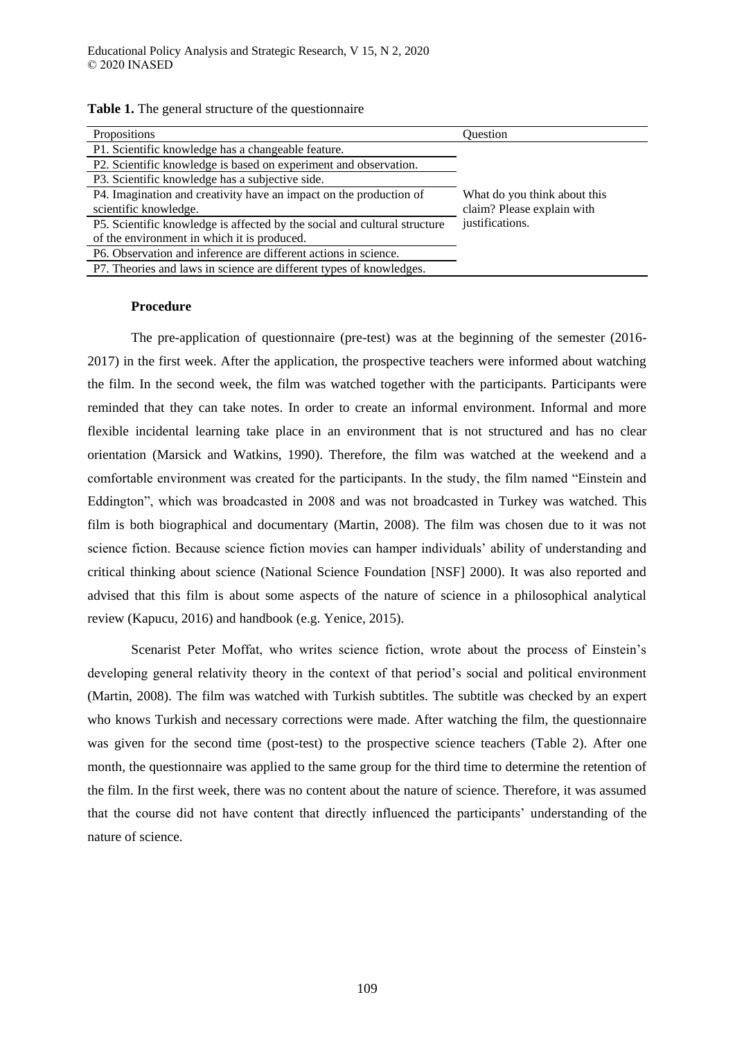**Table 1.** The general structure of the questionnaire

| Propositions | Question |
|---|---|
| P1. Scientific knowledge has a changeable feature. | What do you think about this claim? Please explain with justifications. |
| P2. Scientific knowledge is based on experiment and observation. | |
| P3. Scientific knowledge has a subjective side. | |
| P4. Imagination and creativity have an impact on the production of scientific knowledge. | |
| P5. Scientific knowledge is affected by the social and cultural structure of the environment in which it is produced. | |
| P6. Observation and inference are different actions in science. | |
| P7. Theories and laws in science are different types of knowledges. | |

### Procedure

The pre-application of questionnaire (pre-test) was at the beginning of the semester (2016-2017) in the first week. After the application, the prospective teachers were informed about watching the film. In the second week, the film was watched together with the participants. Participants were reminded that they can take notes. In order to create an informal environment. Informal and more flexible incidental learning take place in an environment that is not structured and has no clear orientation (Marsick and Watkins, 1990). Therefore, the film was watched at the weekend and a comfortable environment was created for the participants. In the study, the film named "Einstein and Eddington", which was broadcasted in 2008 and was not broadcasted in Turkey was watched. This film is both biographical and documentary (Martin, 2008). The film was chosen due to it was not science fiction. Because science fiction movies can hamper individuals' ability of understanding and critical thinking about science (National Science Foundation [NSF] 2000). It was also reported and advised that this film is about some aspects of the nature of science in a philosophical analytical review (Kapucu, 2016) and handbook (e.g. Yenice, 2015).

Scenarist Peter Moffat, who writes science fiction, wrote about the process of Einstein's developing general relativity theory in the context of that period's social and political environment (Martin, 2008). The film was watched with Turkish subtitles. The subtitle was checked by an expert who knows Turkish and necessary corrections were made. After watching the film, the questionnaire was given for the second time (post-test) to the prospective science teachers (Table 2). After one month, the questionnaire was applied to the same group for the third time to determine the retention of the film. In the first week, there was no content about the nature of science. Therefore, it was assumed that the course did not have content that directly influenced the participants' understanding of the nature of science.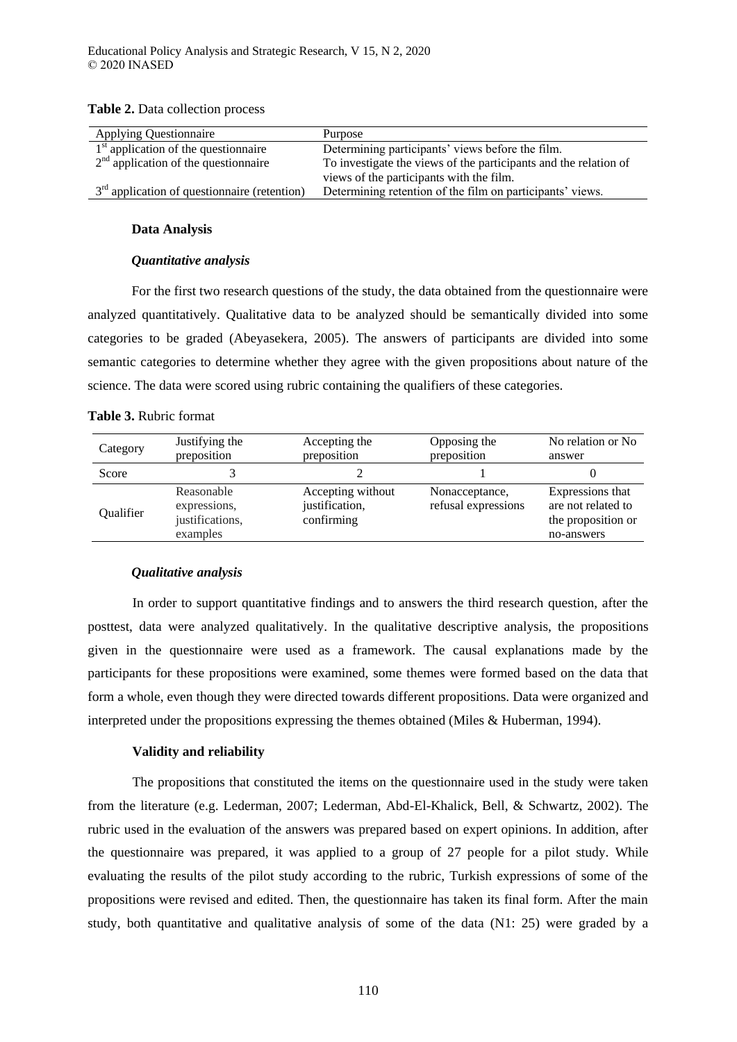**Table 2.** Data collection process

| Applying Questionnaire | Purpose |
|---|---|
| 1st application of the questionnaire | Determining participants' views before the film. |
| 2nd application of the questionnaire | To investigate the views of the participants and the relation of views of the participants with the film. |
| 3rd application of questionnaire (retention) | Determining retention of the film on participants' views. |

### Data Analysis

#### *Quantitative analysis*

For the first two research questions of the study, the data obtained from the questionnaire were analyzed quantitatively. Qualitative data to be analyzed should be semantically divided into some categories to be graded (Abeyasekera, 2005). The answers of participants are divided into some semantic categories to determine whether they agree with the given propositions about nature of the science. The data were scored using rubric containing the qualifiers of these categories.

**Table 3.** Rubric format

| Category | Justifying the preposition | Accepting the preposition | Opposing the preposition | No relation or No answer |
|---|---|---|---|---|
| Score | 3 | 2 | 1 | 0 |
| Qualifier | Reasonable expressions, justifications, examples | Accepting without justification, confirming | Nonacceptance, refusal expressions | Expressions that are not related to the proposition or no-answers |

#### *Qualitative analysis*

In order to support quantitative findings and to answers the third research question, after the posttest, data were analyzed qualitatively. In the qualitative descriptive analysis, the propositions given in the questionnaire were used as a framework. The causal explanations made by the participants for these propositions were examined, some themes were formed based on the data that form a whole, even though they were directed towards different propositions. Data were organized and interpreted under the propositions expressing the themes obtained (Miles & Huberman, 1994).

### Validity and reliability

The propositions that constituted the items on the questionnaire used in the study were taken from the literature (e.g. Lederman, 2007; Lederman, Abd-El-Khalick, Bell, & Schwartz, 2002). The rubric used in the evaluation of the answers was prepared based on expert opinions. In addition, after the questionnaire was prepared, it was applied to a group of 27 people for a pilot study. While evaluating the results of the pilot study according to the rubric, Turkish expressions of some of the propositions were revised and edited. Then, the questionnaire has taken its final form. After the main study, both quantitative and qualitative analysis of some of the data (N1: 25) were graded by a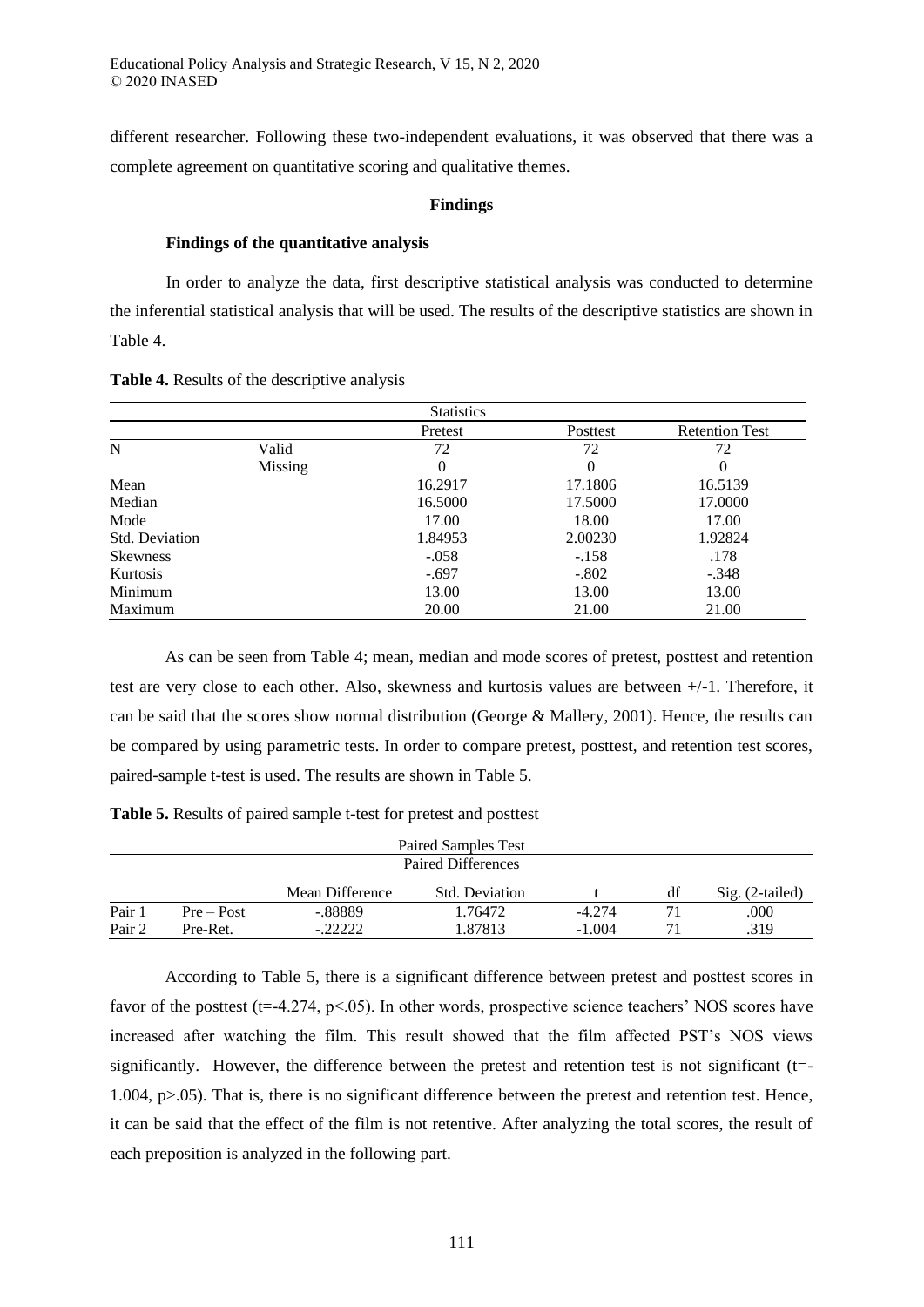different researcher. Following these two-independent evaluations, it was observed that there was a complete agreement on quantitative scoring and qualitative themes.

## Findings

### Findings of the quantitative analysis

In order to analyze the data, first descriptive statistical analysis was conducted to determine the inferential statistical analysis that will be used. The results of the descriptive statistics are shown in Table 4.

**Table 4.** Results of the descriptive analysis

| Statistics | | | | |
|---|---|---|---|---|
| | | Pretest | Posttest | Retention Test |
| N | Valid | 72 | 72 | 72 |
| | Missing | 0 | 0 | 0 |
| Mean | | 16.2917 | 17.1806 | 16.5139 |
| Median | | 16.5000 | 17.5000 | 17.0000 |
| Mode | | 17.00 | 18.00 | 17.00 |
| Std. Deviation | | 1.84953 | 2.00230 | 1.92824 |
| Skewness | | -.058 | -.158 | .178 |
| Kurtosis | | -.697 | -.802 | -.348 |
| Minimum | | 13.00 | 13.00 | 13.00 |
| Maximum | | 20.00 | 21.00 | 21.00 |

As can be seen from Table 4; mean, median and mode scores of pretest, posttest and retention test are very close to each other. Also, skewness and kurtosis values are between +/-1. Therefore, it can be said that the scores show normal distribution (George & Mallery, 2001). Hence, the results can be compared by using parametric tests. In order to compare pretest, posttest, and retention test scores, paired-sample t-test is used. The results are shown in Table 5.

**Table 5.** Results of paired sample t-test for pretest and posttest

| Paired Samples Test | | | | | | |
|---|---|---|---|---|---|---|
| | | Paired Differences | | | | |
| | | Mean Difference | Std. Deviation | t | df | Sig. (2-tailed) |
| Pair 1 | Pre – Post | -.88889 | 1.76472 | -4.274 | 71 | .000 |
| Pair 2 | Pre-Ret. | -.22222 | 1.87813 | -1.004 | 71 | .319 |

According to Table 5, there is a significant difference between pretest and posttest scores in favor of the posttest ($t=-4.274$, $p<.05$). In other words, prospective science teachers' NOS scores have increased after watching the film. This result showed that the film affected PST's NOS views significantly. However, the difference between the pretest and retention test is not significant ($t=-1.004$, $p>.05$). That is, there is no significant difference between the pretest and retention test. Hence, it can be said that the effect of the film is not retentive. After analyzing the total scores, the result of each preposition is analyzed in the following part.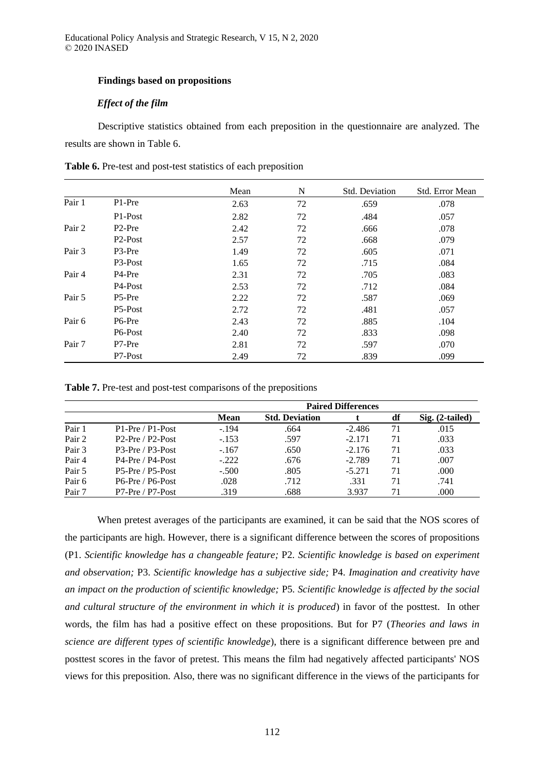### Findings based on propositions

#### *Effect of the film*

Descriptive statistics obtained from each preposition in the questionnaire are analyzed. The results are shown in Table 6.

**Table 6.** Pre-test and post-test statistics of each preposition

| | | Mean | N | Std. Deviation | Std. Error Mean |
|---|---|---|---|---|---|
| Pair 1 | P1-Pre | 2.63 | 72 | .659 | .078 |
| | P1-Post | 2.82 | 72 | .484 | .057 |
| Pair 2 | P2-Pre | 2.42 | 72 | .666 | .078 |
| | P2-Post | 2.57 | 72 | .668 | .079 |
| Pair 3 | P3-Pre | 1.49 | 72 | .605 | .071 |
| | P3-Post | 1.65 | 72 | .715 | .084 |
| Pair 4 | P4-Pre | 2.31 | 72 | .705 | .083 |
| | P4-Post | 2.53 | 72 | .712 | .084 |
| Pair 5 | P5-Pre | 2.22 | 72 | .587 | .069 |
| | P5-Post | 2.72 | 72 | .481 | .057 |
| Pair 6 | P6-Pre | 2.43 | 72 | .885 | .104 |
| | P6-Post | 2.40 | 72 | .833 | .098 |
| Pair 7 | P7-Pre | 2.81 | 72 | .597 | .070 |
| | P7-Post | 2.49 | 72 | .839 | .099 |

**Table 7.** Pre-test and post-test comparisons of the prepositions

| | | **Paired Differences** | | | | |
|---|---|---|---|---|---|---|
| | | **Mean** | **Std. Deviation** | **t** | **df** | **Sig. (2-tailed)** |
| Pair 1 | P1-Pre / P1-Post | -.194 | .664 | -2.486 | 71 | .015 |
| Pair 2 | P2-Pre / P2-Post | -.153 | .597 | -2.171 | 71 | .033 |
| Pair 3 | P3-Pre / P3-Post | -.167 | .650 | -2.176 | 71 | .033 |
| Pair 4 | P4-Pre / P4-Post | -.222 | .676 | -2.789 | 71 | .007 |
| Pair 5 | P5-Pre / P5-Post | -.500 | .805 | -5.271 | 71 | .000 |
| Pair 6 | P6-Pre / P6-Post | .028 | .712 | .331 | 71 | .741 |
| Pair 7 | P7-Pre / P7-Post | .319 | .688 | 3.937 | 71 | .000 |

When pretest averages of the participants are examined, it can be said that the NOS scores of the participants are high. However, there is a significant difference between the scores of propositions (P1. *Scientific knowledge has a changeable feature;* P2. *Scientific knowledge is based on experiment and observation;* P3. *Scientific knowledge has a subjective side;* P4. *Imagination and creativity have an impact on the production of scientific knowledge;* P5. *Scientific knowledge is affected by the social and cultural structure of the environment in which it is produced*) in favor of the posttest. In other words, the film has had a positive effect on these propositions. But for P7 (*Theories and laws in science are different types of scientific knowledge*), there is a significant difference between pre and posttest scores in the favor of pretest. This means the film had negatively affected participants' NOS views for this preposition. Also, there was no significant difference in the views of the participants for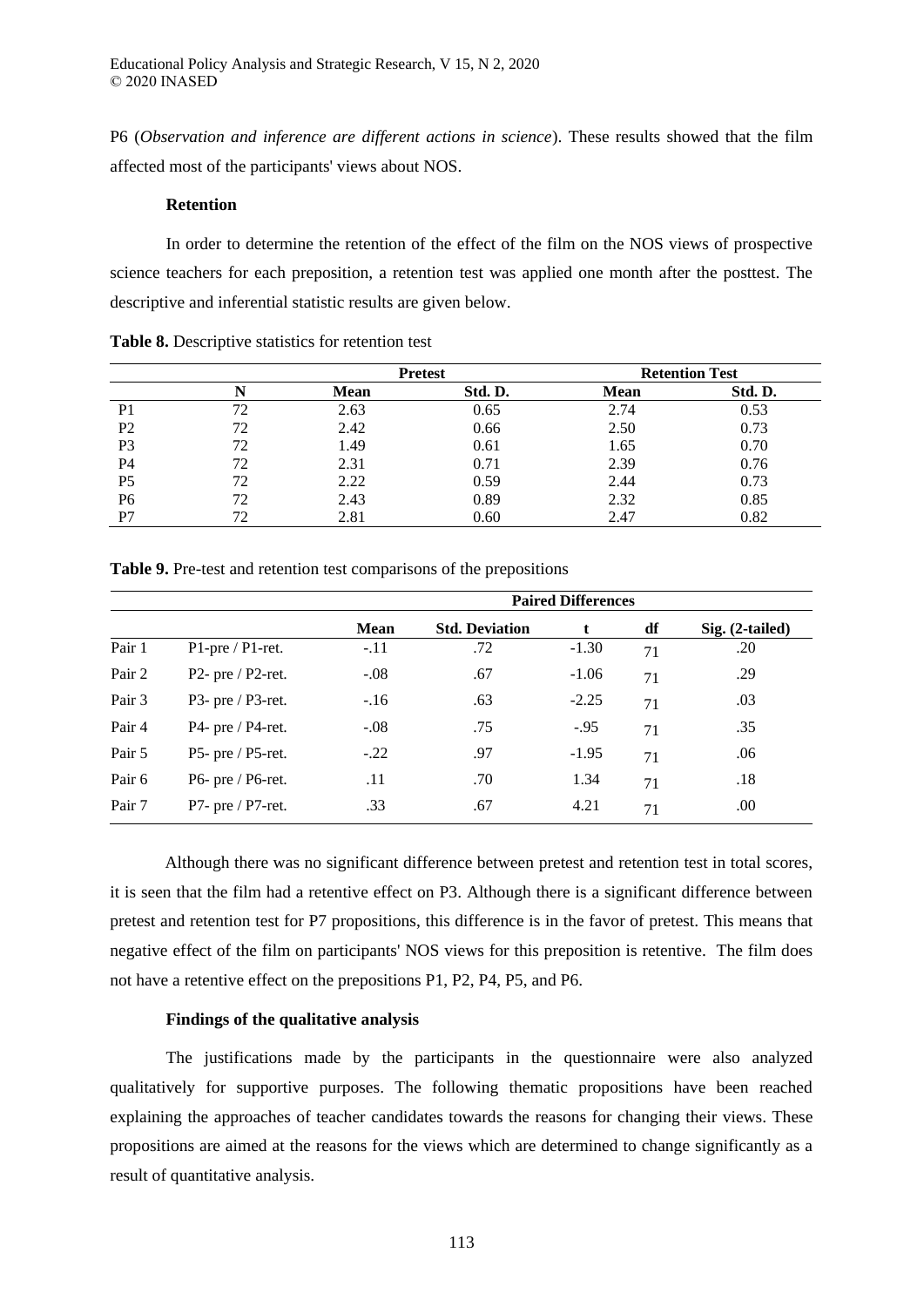P6 (*Observation and inference are different actions in science*). These results showed that the film affected most of the participants' views about NOS.

### Retention

In order to determine the retention of the effect of the film on the NOS views of prospective science teachers for each preposition, a retention test was applied one month after the posttest. The descriptive and inferential statistic results are given below.

**Table 8.** Descriptive statistics for retention test

| | | Pretest | | Retention Test | |
|---|---|---|---|---|---|
| | N | Mean | Std. D. | Mean | Std. D. |
| P1 | 72 | 2.63 | 0.65 | 2.74 | 0.53 |
| P2 | 72 | 2.42 | 0.66 | 2.50 | 0.73 |
| P3 | 72 | 1.49 | 0.61 | 1.65 | 0.70 |
| P4 | 72 | 2.31 | 0.71 | 2.39 | 0.76 |
| P5 | 72 | 2.22 | 0.59 | 2.44 | 0.73 |
| P6 | 72 | 2.43 | 0.89 | 2.32 | 0.85 |
| P7 | 72 | 2.81 | 0.60 | 2.47 | 0.82 |

**Table 9.** Pre-test and retention test comparisons of the prepositions

| | | Paired Differences | | | | |
|---|---|---|---|---|---|---|
| | | Mean | Std. Deviation | t | df | Sig. (2-tailed) |
| Pair 1 | P1-pre / P1-ret. | -.11 | .72 | -1.30 | 71 | .20 |
| Pair 2 | P2- pre / P2-ret. | -.08 | .67 | -1.06 | 71 | .29 |
| Pair 3 | P3- pre / P3-ret. | -.16 | .63 | -2.25 | 71 | .03 |
| Pair 4 | P4- pre / P4-ret. | -.08 | .75 | -.95 | 71 | .35 |
| Pair 5 | P5- pre / P5-ret. | -.22 | .97 | -1.95 | 71 | .06 |
| Pair 6 | P6- pre / P6-ret. | .11 | .70 | 1.34 | 71 | .18 |
| Pair 7 | P7- pre / P7-ret. | .33 | .67 | 4.21 | 71 | .00 |

Although there was no significant difference between pretest and retention test in total scores, it is seen that the film had a retentive effect on P3. Although there is a significant difference between pretest and retention test for P7 propositions, this difference is in the favor of pretest. This means that negative effect of the film on participants' NOS views for this preposition is retentive. The film does not have a retentive effect on the prepositions P1, P2, P4, P5, and P6.

### Findings of the qualitative analysis

The justifications made by the participants in the questionnaire were also analyzed qualitatively for supportive purposes. The following thematic propositions have been reached explaining the approaches of teacher candidates towards the reasons for changing their views. These propositions are aimed at the reasons for the views which are determined to change significantly as a result of quantitative analysis.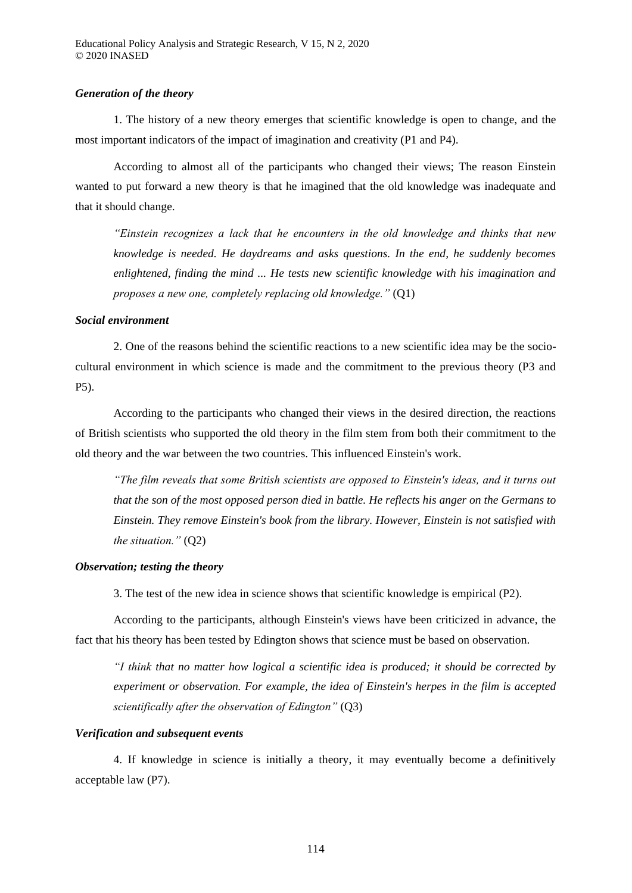***Generation of the theory***

1. The history of a new theory emerges that scientific knowledge is open to change, and the most important indicators of the impact of imagination and creativity (P1 and P4).

According to almost all of the participants who changed their views; The reason Einstein wanted to put forward a new theory is that he imagined that the old knowledge was inadequate and that it should change.

> *"Einstein recognizes a lack that he encounters in the old knowledge and thinks that new knowledge is needed. He daydreams and asks questions. In the end, he suddenly becomes enlightened, finding the mind ... He tests new scientific knowledge with his imagination and proposes a new one, completely replacing old knowledge."* (Q1)

***Social environment***

2. One of the reasons behind the scientific reactions to a new scientific idea may be the socio-cultural environment in which science is made and the commitment to the previous theory (P3 and P5).

According to the participants who changed their views in the desired direction, the reactions of British scientists who supported the old theory in the film stem from both their commitment to the old theory and the war between the two countries. This influenced Einstein's work.

> *"The film reveals that some British scientists are opposed to Einstein's ideas, and it turns out that the son of the most opposed person died in battle. He reflects his anger on the Germans to Einstein. They remove Einstein's book from the library. However, Einstein is not satisfied with the situation."* (Q2)

***Observation; testing the theory***

3. The test of the new idea in science shows that scientific knowledge is empirical (P2).

According to the participants, although Einstein's views have been criticized in advance, the fact that his theory has been tested by Edington shows that science must be based on observation.

> *"I think that no matter how logical a scientific idea is produced; it should be corrected by experiment or observation. For example, the idea of Einstein's herpes in the film is accepted scientifically after the observation of Edington"* (Q3)

***Verification and subsequent events***

4. If knowledge in science is initially a theory, it may eventually become a definitively acceptable law (P7).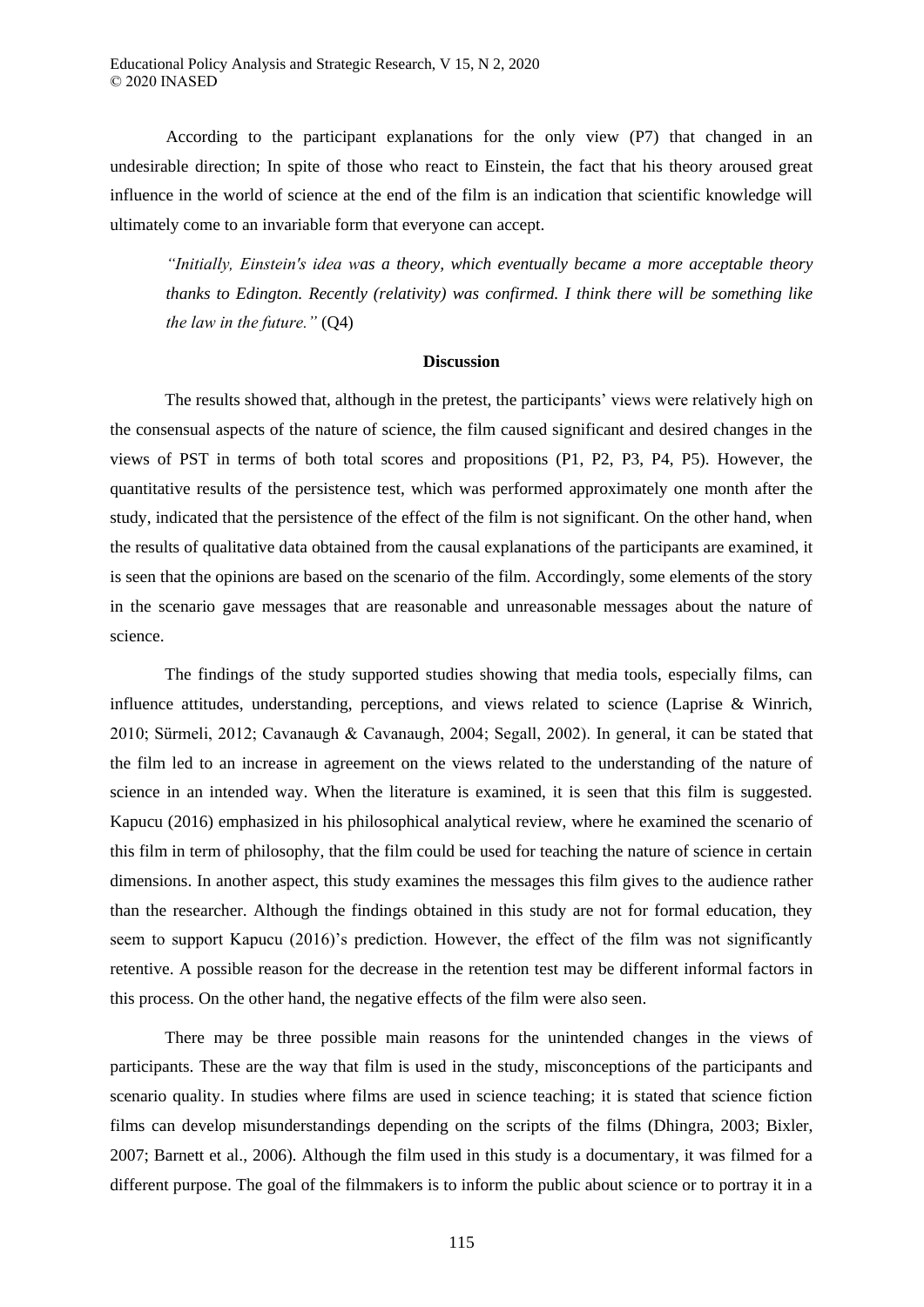According to the participant explanations for the only view (P7) that changed in an undesirable direction; In spite of those who react to Einstein, the fact that his theory aroused great influence in the world of science at the end of the film is an indication that scientific knowledge will ultimately come to an invariable form that everyone can accept.

> *"Initially, Einstein's idea was a theory, which eventually became a more acceptable theory thanks to Edington. Recently (relativity) was confirmed. I think there will be something like the law in the future."* (Q4)

## Discussion

The results showed that, although in the pretest, the participants' views were relatively high on the consensual aspects of the nature of science, the film caused significant and desired changes in the views of PST in terms of both total scores and propositions (P1, P2, P3, P4, P5). However, the quantitative results of the persistence test, which was performed approximately one month after the study, indicated that the persistence of the effect of the film is not significant. On the other hand, when the results of qualitative data obtained from the causal explanations of the participants are examined, it is seen that the opinions are based on the scenario of the film. Accordingly, some elements of the story in the scenario gave messages that are reasonable and unreasonable messages about the nature of science.

The findings of the study supported studies showing that media tools, especially films, can influence attitudes, understanding, perceptions, and views related to science (Laprise & Winrich, 2010; Sürmeli, 2012; Cavanaugh & Cavanaugh, 2004; Segall, 2002). In general, it can be stated that the film led to an increase in agreement on the views related to the understanding of the nature of science in an intended way. When the literature is examined, it is seen that this film is suggested. Kapucu (2016) emphasized in his philosophical analytical review, where he examined the scenario of this film in term of philosophy, that the film could be used for teaching the nature of science in certain dimensions. In another aspect, this study examines the messages this film gives to the audience rather than the researcher. Although the findings obtained in this study are not for formal education, they seem to support Kapucu (2016)'s prediction. However, the effect of the film was not significantly retentive. A possible reason for the decrease in the retention test may be different informal factors in this process. On the other hand, the negative effects of the film were also seen.

There may be three possible main reasons for the unintended changes in the views of participants. These are the way that film is used in the study, misconceptions of the participants and scenario quality. In studies where films are used in science teaching; it is stated that science fiction films can develop misunderstandings depending on the scripts of the films (Dhingra, 2003; Bixler, 2007; Barnett et al., 2006). Although the film used in this study is a documentary, it was filmed for a different purpose. The goal of the filmmakers is to inform the public about science or to portray it in a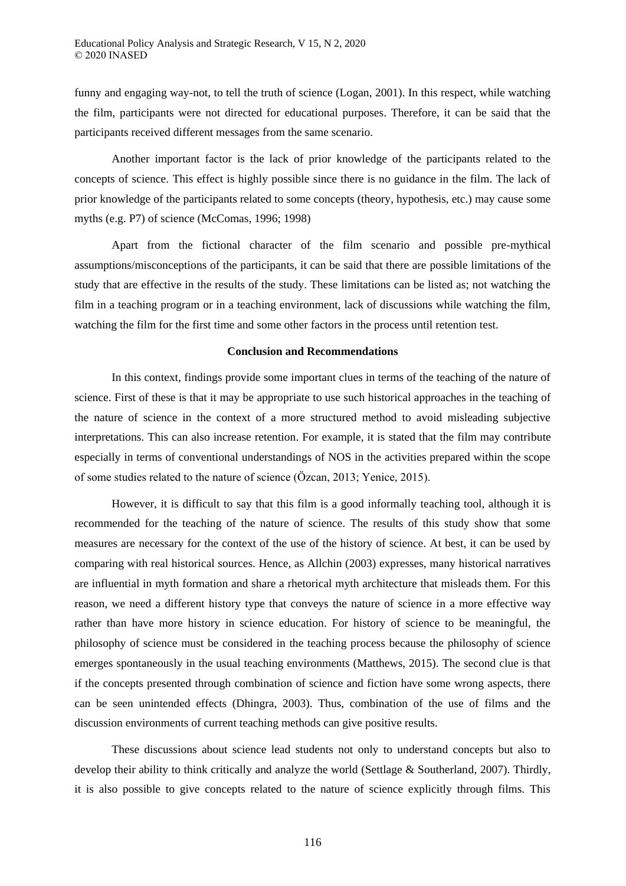funny and engaging way-not, to tell the truth of science (Logan, 2001). In this respect, while watching the film, participants were not directed for educational purposes. Therefore, it can be said that the participants received different messages from the same scenario.

Another important factor is the lack of prior knowledge of the participants related to the concepts of science. This effect is highly possible since there is no guidance in the film. The lack of prior knowledge of the participants related to some concepts (theory, hypothesis, etc.) may cause some myths (e.g. P7) of science (McComas, 1996; 1998)

Apart from the fictional character of the film scenario and possible pre-mythical assumptions/misconceptions of the participants, it can be said that there are possible limitations of the study that are effective in the results of the study. These limitations can be listed as; not watching the film in a teaching program or in a teaching environment, lack of discussions while watching the film, watching the film for the first time and some other factors in the process until retention test.

## Conclusion and Recommendations

In this context, findings provide some important clues in terms of the teaching of the nature of science. First of these is that it may be appropriate to use such historical approaches in the teaching of the nature of science in the context of a more structured method to avoid misleading subjective interpretations. This can also increase retention. For example, it is stated that the film may contribute especially in terms of conventional understandings of NOS in the activities prepared within the scope of some studies related to the nature of science (Özcan, 2013; Yenice, 2015).

However, it is difficult to say that this film is a good informally teaching tool, although it is recommended for the teaching of the nature of science. The results of this study show that some measures are necessary for the context of the use of the history of science. At best, it can be used by comparing with real historical sources. Hence, as Allchin (2003) expresses, many historical narratives are influential in myth formation and share a rhetorical myth architecture that misleads them. For this reason, we need a different history type that conveys the nature of science in a more effective way rather than have more history in science education. For history of science to be meaningful, the philosophy of science must be considered in the teaching process because the philosophy of science emerges spontaneously in the usual teaching environments (Matthews, 2015). The second clue is that if the concepts presented through combination of science and fiction have some wrong aspects, there can be seen unintended effects (Dhingra, 2003). Thus, combination of the use of films and the discussion environments of current teaching methods can give positive results.

These discussions about science lead students not only to understand concepts but also to develop their ability to think critically and analyze the world (Settlage & Southerland, 2007). Thirdly, it is also possible to give concepts related to the nature of science explicitly through films. This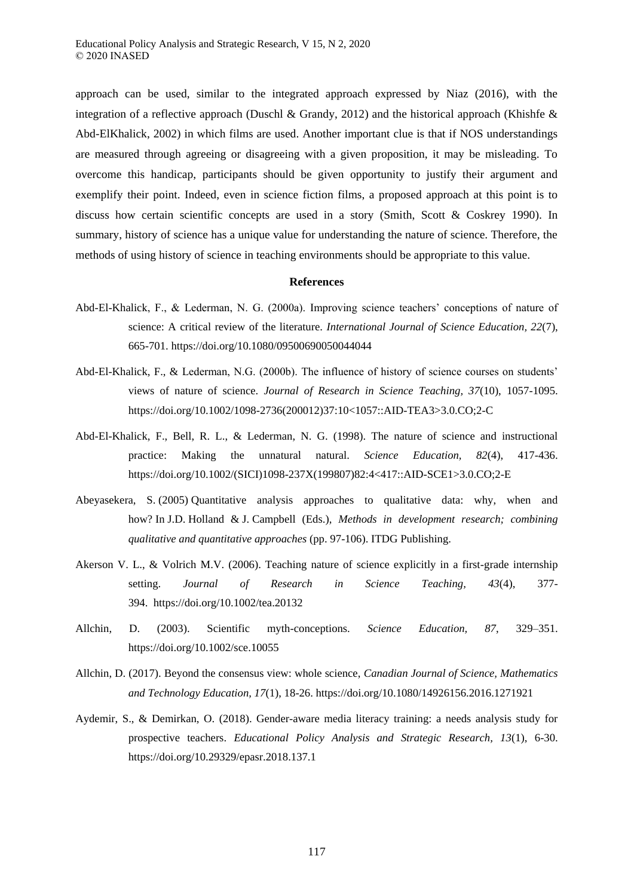approach can be used, similar to the integrated approach expressed by Niaz (2016), with the integration of a reflective approach (Duschl & Grandy, 2012) and the historical approach (Khishfe & Abd-ElKhalick, 2002) in which films are used. Another important clue is that if NOS understandings are measured through agreeing or disagreeing with a given proposition, it may be misleading. To overcome this handicap, participants should be given opportunity to justify their argument and exemplify their point. Indeed, even in science fiction films, a proposed approach at this point is to discuss how certain scientific concepts are used in a story (Smith, Scott & Coskrey 1990). In summary, history of science has a unique value for understanding the nature of science. Therefore, the methods of using history of science in teaching environments should be appropriate to this value.

## References

Abd-El-Khalick, F., & Lederman, N. G. (2000a). Improving science teachers' conceptions of nature of science: A critical review of the literature. *International Journal of Science Education, 22*(7), 665-701. https://doi.org/10.1080/09500690050044044

Abd-El-Khalick, F., & Lederman, N.G. (2000b). The influence of history of science courses on students' views of nature of science. *Journal of Research in Science Teaching, 37*(10), 1057-1095. https://doi.org/10.1002/1098-2736(200012)37:10<1057::AID-TEA3>3.0.CO;2-C

Abd-El-Khalick, F., Bell, R. L., & Lederman, N. G. (1998). The nature of science and instructional practice: Making the unnatural natural. *Science Education, 82*(4), 417-436. https://doi.org/10.1002/(SICI)1098-237X(199807)82:4<417::AID-SCE1>3.0.CO;2-E

Abeyasekera, S. (2005) Quantitative analysis approaches to qualitative data: why, when and how? In J.D. Holland & J. Campbell (Eds.), *Methods in development research; combining qualitative and quantitative approaches* (pp. 97-106). ITDG Publishing.

Akerson V. L., & Volrich M.V. (2006). Teaching nature of science explicitly in a first-grade internship setting. *Journal of Research in Science Teaching, 43*(4), 377-394. https://doi.org/10.1002/tea.20132

Allchin, D. (2003). Scientific myth-conceptions. *Science Education, 87*, 329–351. https://doi.org/10.1002/sce.10055

Allchin, D. (2017). Beyond the consensus view: whole science, *Canadian Journal of Science, Mathematics and Technology Education, 17*(1), 18-26. https://doi.org/10.1080/14926156.2016.1271921

Aydemir, S., & Demirkan, O. (2018). Gender-aware media literacy training: a needs analysis study for prospective teachers. *Educational Policy Analysis and Strategic Research, 13*(1), 6-30. https://doi.org/10.29329/epasr.2018.137.1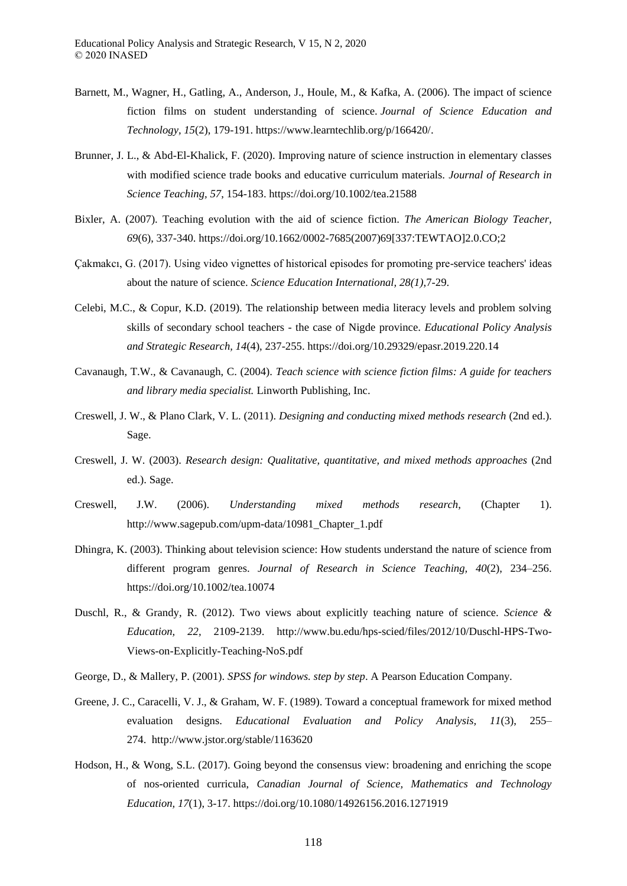Barnett, M., Wagner, H., Gatling, A., Anderson, J., Houle, M., & Kafka, A. (2006). The impact of science fiction films on student understanding of science. *Journal of Science Education and Technology, 15*(2), 179-191. https://www.learntechlib.org/p/166420/.

Brunner, J. L., & Abd-El-Khalick, F. (2020). Improving nature of science instruction in elementary classes with modified science trade books and educative curriculum materials. *Journal of Research in Science Teaching, 57*, 154-183. https://doi.org/10.1002/tea.21588

Bixler, A. (2007). Teaching evolution with the aid of science fiction. *The American Biology Teacher, 69*(6), 337-340. https://doi.org/10.1662/0002-7685(2007)69[337:TEWTAO]2.0.CO;2

Çakmakcı, G. (2017). Using video vignettes of historical episodes for promoting pre-service teachers' ideas about the nature of science. *Science Education International, 28(1)*,7-29.

Celebi, M.C., & Copur, K.D. (2019). The relationship between media literacy levels and problem solving skills of secondary school teachers - the case of Nigde province. *Educational Policy Analysis and Strategic Research, 14*(4), 237-255. https://doi.org/10.29329/epasr.2019.220.14

Cavanaugh, T.W., & Cavanaugh, C. (2004). *Teach science with science fiction films: A guide for teachers and library media specialist.* Linworth Publishing, Inc.

Creswell, J. W., & Plano Clark, V. L. (2011). *Designing and conducting mixed methods research* (2nd ed.). Sage.

Creswell, J. W. (2003). *Research design: Qualitative, quantitative, and mixed methods approaches* (2nd ed.). Sage.

Creswell, J.W. (2006). *Understanding mixed methods research*, (Chapter 1). http://www.sagepub.com/upm-data/10981_Chapter_1.pdf

Dhingra, K. (2003). Thinking about television science: How students understand the nature of science from different program genres. *Journal of Research in Science Teaching, 40*(2), 234–256. https://doi.org/10.1002/tea.10074

Duschl, R., & Grandy, R. (2012). Two views about explicitly teaching nature of science. *Science & Education, 22*, 2109-2139. http://www.bu.edu/hps-scied/files/2012/10/Duschl-HPS-Two-Views-on-Explicitly-Teaching-NoS.pdf

George, D., & Mallery, P. (2001). *SPSS for windows. step by step*. A Pearson Education Company.

Greene, J. C., Caracelli, V. J., & Graham, W. F. (1989). Toward a conceptual framework for mixed method evaluation designs. *Educational Evaluation and Policy Analysis, 11*(3), 255–274. http://www.jstor.org/stable/1163620

Hodson, H., & Wong, S.L. (2017). Going beyond the consensus view: broadening and enriching the scope of nos-oriented curricula, *Canadian Journal of Science, Mathematics and Technology Education, 17*(1), 3-17. https://doi.org/10.1080/14926156.2016.1271919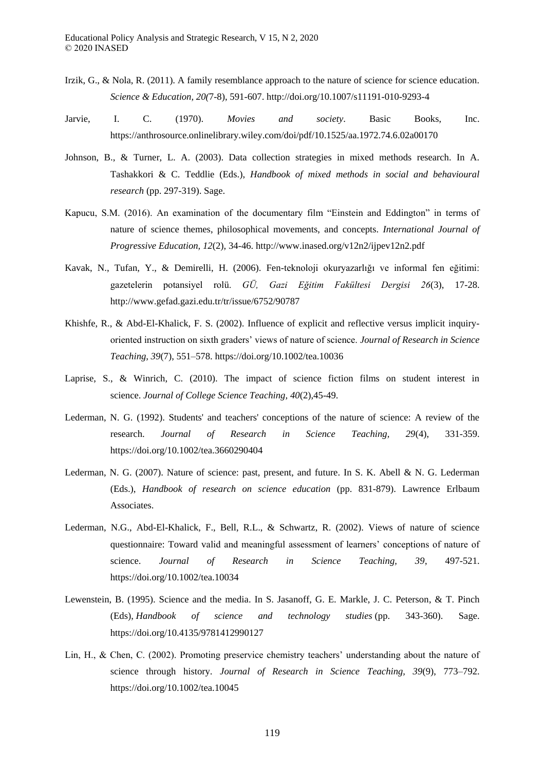Irzik, G., & Nola, R. (2011). A family resemblance approach to the nature of science for science education. *Science & Education, 20(*7-8), 591-607. http://doi.org/10.1007/s11191-010-9293-4

Jarvie, I. C. (1970). *Movies and society*. Basic Books, Inc. https://anthrosource.onlinelibrary.wiley.com/doi/pdf/10.1525/aa.1972.74.6.02a00170

Johnson, B., & Turner, L. A. (2003). Data collection strategies in mixed methods research. In A. Tashakkori & C. Teddlie (Eds.), *Handbook of mixed methods in social and behavioural research* (pp. 297-319). Sage.

Kapucu, S.M. (2016). An examination of the documentary film "Einstein and Eddington" in terms of nature of science themes, philosophical movements, and concepts. *International Journal of Progressive Education, 12*(2), 34-46. http://www.inased.org/v12n2/ijpev12n2.pdf

Kavak, N., Tufan, Y., & Demirelli, H. (2006). Fen-teknoloji okuryazarlığı ve informal fen eğitimi: gazetelerin potansiyel rolü. *GÜ, Gazi Eğitim Fakültesi Dergisi 26*(3), 17-28. http://www.gefad.gazi.edu.tr/tr/issue/6752/90787

Khishfe, R., & Abd-El-Khalick, F. S. (2002). Influence of explicit and reflective versus implicit inquiry-oriented instruction on sixth graders' views of nature of science. *Journal of Research in Science Teaching, 39*(7), 551–578. https://doi.org/10.1002/tea.10036

Laprise, S., & Winrich, C. (2010). The impact of science fiction films on student interest in science. *Journal of College Science Teaching, 40*(2),45-49.

Lederman, N. G. (1992). Students' and teachers' conceptions of the nature of science: A review of the research. *Journal of Research in Science Teaching*, *29*(4), 331-359. https://doi.org/10.1002/tea.3660290404

Lederman, N. G. (2007). Nature of science: past, present, and future. In S. K. Abell & N. G. Lederman (Eds.), *Handbook of research on science education* (pp. 831-879). Lawrence Erlbaum Associates.

Lederman, N.G., Abd-El-Khalick, F., Bell, R.L., & Schwartz, R. (2002). Views of nature of science questionnaire: Toward valid and meaningful assessment of learners' conceptions of nature of science. *Journal of Research in Science Teaching, 39*, 497-521. https://doi.org/10.1002/tea.10034

Lewenstein, B. (1995). Science and the media. In S. Jasanoff, G. E. Markle, J. C. Peterson, & T. Pinch (Eds), *Handbook of science and technology studies* (pp. 343-360). Sage. https://doi.org/10.4135/9781412990127

Lin, H., & Chen, C. (2002). Promoting preservice chemistry teachers' understanding about the nature of science through history. *Journal of Research in Science Teaching, 39*(9), 773–792. https://doi.org/10.1002/tea.10045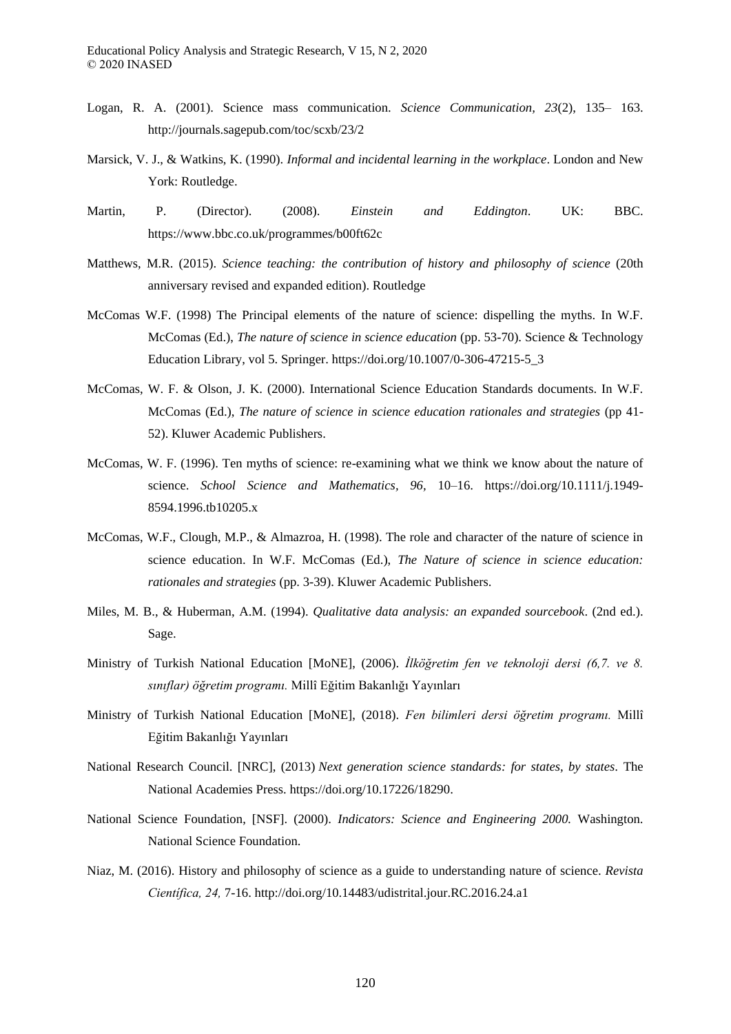Logan, R. A. (2001). Science mass communication. *Science Communication, 23*(2), 135– 163. http://journals.sagepub.com/toc/scxb/23/2

Marsick, V. J., & Watkins, K. (1990). *Informal and incidental learning in the workplace*. London and New York: Routledge.

Martin, P. (Director). (2008). *Einstein and Eddington*. UK: BBC. https://www.bbc.co.uk/programmes/b00ft62c

Matthews, M.R. (2015). *Science teaching: the contribution of history and philosophy of science* (20th anniversary revised and expanded edition). Routledge

McComas W.F. (1998) The Principal elements of the nature of science: dispelling the myths. In W.F. McComas (Ed.), *The nature of science in science education* (pp. 53-70). Science & Technology Education Library, vol 5. Springer. https://doi.org/10.1007/0-306-47215-5_3

McComas, W. F. & Olson, J. K. (2000). International Science Education Standards documents. In W.F. McComas (Ed.), *The nature of science in science education rationales and strategies* (pp 41-52). Kluwer Academic Publishers.

McComas, W. F. (1996). Ten myths of science: re-examining what we think we know about the nature of science. *School Science and Mathematics, 96*, 10–16. https://doi.org/10.1111/j.1949-8594.1996.tb10205.x

McComas, W.F., Clough, M.P., & Almazroa, H. (1998). The role and character of the nature of science in science education. In W.F. McComas (Ed.), *The Nature of science in science education: rationales and strategies* (pp. 3-39). Kluwer Academic Publishers.

Miles, M. B., & Huberman, A.M. (1994). *Qualitative data analysis: an expanded sourcebook*. (2nd ed.). Sage.

Ministry of Turkish National Education [MoNE], (2006). *İlköğretim fen ve teknoloji dersi (6,7. ve 8. sınıflar) öğretim programı.* Millî Eğitim Bakanlığı Yayınları

Ministry of Turkish National Education [MoNE], (2018). *Fen bilimleri dersi öğretim programı.* Millî Eğitim Bakanlığı Yayınları

National Research Council. [NRC], (2013) *Next generation science standards: for states, by states*. The National Academies Press. https://doi.org/10.17226/18290.

National Science Foundation, [NSF]. (2000). *Indicators: Science and Engineering 2000.* Washington. National Science Foundation.

Niaz, M. (2016). History and philosophy of science as a guide to understanding nature of science. *Revista Científica, 24,* 7-16. http://doi.org/10.14483/udistrital.jour.RC.2016.24.a1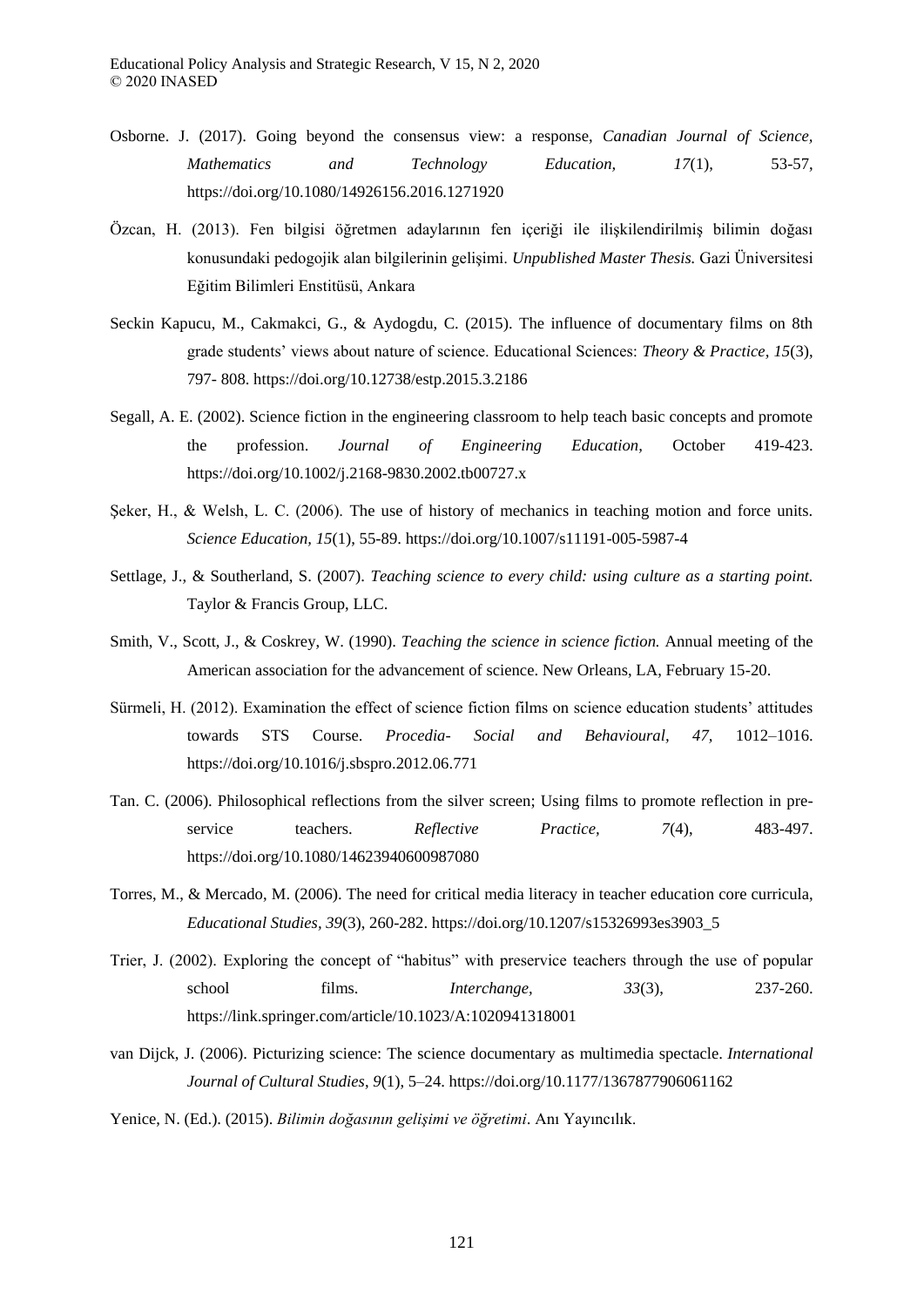Osborne. J. (2017). Going beyond the consensus view: a response, *Canadian Journal of Science, Mathematics and Technology Education, 17*(1), 53-57, https://doi.org/10.1080/14926156.2016.1271920

Özcan, H. (2013). Fen bilgisi öğretmen adaylarının fen içeriği ile ilişkilendirilmiş bilimin doğası konusundaki pedogojik alan bilgilerinin gelişimi. *Unpublished Master Thesis.* Gazi Üniversitesi Eğitim Bilimleri Enstitüsü, Ankara

Seckin Kapucu, M., Cakmakci, G., & Aydogdu, C. (2015). The influence of documentary films on 8th grade students' views about nature of science. Educational Sciences: *Theory & Practice, 15*(3), 797- 808. https://doi.org/10.12738/estp.2015.3.2186

Segall, A. E. (2002). Science fiction in the engineering classroom to help teach basic concepts and promote the profession. *Journal of Engineering Education,* October 419-423. https://doi.org/10.1002/j.2168-9830.2002.tb00727.x

Şeker, H., & Welsh, L. C. (2006). The use of history of mechanics in teaching motion and force units. *Science Education, 15*(1), 55-89. https://doi.org/10.1007/s11191-005-5987-4

Settlage, J., & Southerland, S. (2007). *Teaching science to every child: using culture as a starting point.* Taylor & Francis Group, LLC.

Smith, V., Scott, J., & Coskrey, W. (1990). *Teaching the science in science fiction.* Annual meeting of the American association for the advancement of science. New Orleans, LA, February 15-20.

Sürmeli, H. (2012). Examination the effect of science fiction films on science education students' attitudes towards STS Course. *Procedia- Social and Behavioural, 47,* 1012–1016. https://doi.org/10.1016/j.sbspro.2012.06.771

Tan. C. (2006). Philosophical reflections from the silver screen; Using films to promote reflection in pre-service teachers. *Reflective Practice, 7*(4), 483-497. https://doi.org/10.1080/14623940600987080

Torres, M., & Mercado, M. (2006). The need for critical media literacy in teacher education core curricula, *Educational Studies, 39*(3), 260-282. https://doi.org/10.1207/s15326993es3903_5

Trier, J. (2002). Exploring the concept of "habitus" with preservice teachers through the use of popular school films. *Interchange, 33*(3), 237-260. https://link.springer.com/article/10.1023/A:1020941318001

van Dijck, J. (2006). Picturizing science: The science documentary as multimedia spectacle. *International Journal of Cultural Studies, 9*(1), 5–24. https://doi.org/10.1177/1367877906061162

Yenice, N. (Ed.). (2015). *Bilimin doğasının gelişimi ve öğretimi*. Anı Yayıncılık.